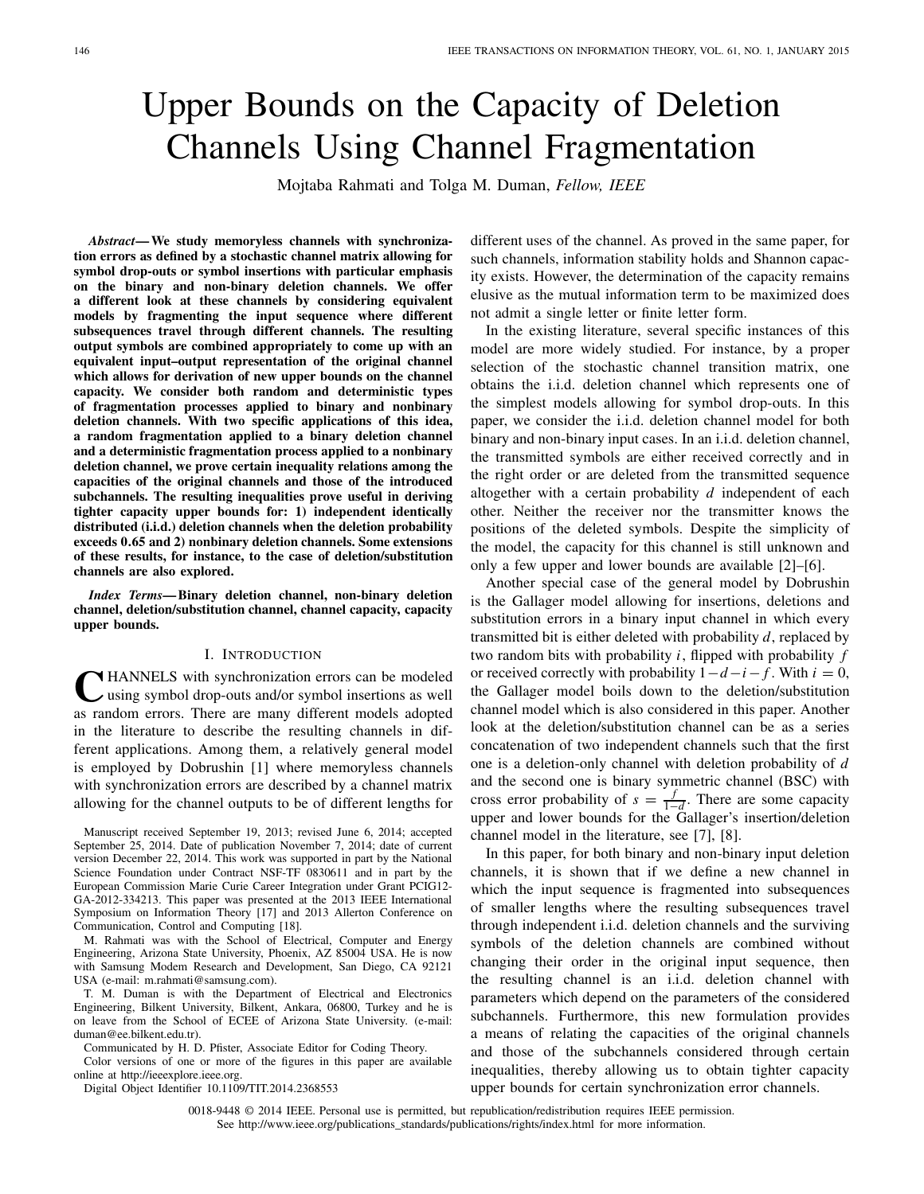# Upper Bounds on the Capacity of Deletion Channels Using Channel Fragmentation

Mojtaba Rahmati and Tolga M. Duman, *Fellow, IEEE*

***Abstract*— We study memoryless channels with synchronization errors as defined by a stochastic channel matrix allowing for symbol drop-outs or symbol insertions with particular emphasis on the binary and non-binary deletion channels. We offer a different look at these channels by considering equivalent models by fragmenting the input sequence where different subsequences travel through different channels. The resulting output symbols are combined appropriately to come up with an equivalent input–output representation of the original channel which allows for derivation of new upper bounds on the channel capacity. We consider both random and deterministic types of fragmentation processes applied to binary and nonbinary deletion channels. With two specific applications of this idea, a random fragmentation applied to a binary deletion channel and a deterministic fragmentation process applied to a nonbinary deletion channel, we prove certain inequality relations among the capacities of the original channels and those of the introduced subchannels. The resulting inequalities prove useful in deriving tighter capacity upper bounds for: 1) independent identically distributed (i.i.d.) deletion channels when the deletion probability exceeds 0.65 and 2) nonbinary deletion channels. Some extensions of these results, for instance, to the case of deletion/substitution channels are also explored.**

***Index Terms*— Binary deletion channel, non-binary deletion channel, deletion/substitution channel, channel capacity, capacity upper bounds.**

## I. Introduction

CHANNELS with synchronization errors can be modeled using symbol drop-outs and/or symbol insertions as well as random errors. There are many different models adopted in the literature to describe the resulting channels in different applications. Among them, a relatively general model is employed by Dobrushin [1] where memoryless channels with synchronization errors are described by a channel matrix allowing for the channel outputs to be of different lengths for different uses of the channel. As proved in the same paper, for such channels, information stability holds and Shannon capacity exists. However, the determination of the capacity remains elusive as the mutual information term to be maximized does not admit a single letter or finite letter form.

In the existing literature, several specific instances of this model are more widely studied. For instance, by a proper selection of the stochastic channel transition matrix, one obtains the i.i.d. deletion channel which represents one of the simplest models allowing for symbol drop-outs. In this paper, we consider the i.i.d. deletion channel model for both binary and non-binary input cases. In an i.i.d. deletion channel, the transmitted symbols are either received correctly and in the right order or are deleted from the transmitted sequence altogether with a certain probability $d$ independent of each other. Neither the receiver nor the transmitter knows the positions of the deleted symbols. Despite the simplicity of the model, the capacity for this channel is still unknown and only a few upper and lower bounds are available [2]–[6].

Another special case of the general model by Dobrushin is the Gallager model allowing for insertions, deletions and substitution errors in a binary input channel in which every transmitted bit is either deleted with probability $d$, replaced by two random bits with probability $i$, flipped with probability $f$ or received correctly with probability $1-d-i-f$. With $i = 0$, the Gallager model boils down to the deletion/substitution channel model which is also considered in this paper. Another look at the deletion/substitution channel can be as a series concatenation of two independent channels such that the first one is a deletion-only channel with deletion probability of $d$ and the second one is binary symmetric channel (BSC) with cross error probability of $s = \frac{f}{1-d}$. There are some capacity upper and lower bounds for the Gallager's insertion/deletion channel model in the literature, see [7], [8].

In this paper, for both binary and non-binary input deletion channels, it is shown that if we define a new channel in which the input sequence is fragmented into subsequences of smaller lengths where the resulting subsequences travel through independent i.i.d. deletion channels and the surviving symbols of the deletion channels are combined without changing their order in the original input sequence, then the resulting channel is an i.i.d. deletion channel with parameters which depend on the parameters of the considered subchannels. Furthermore, this new formulation provides a means of relating the capacities of the original channels and those of the subchannels considered through certain inequalities, thereby allowing us to obtain tighter capacity upper bounds for certain synchronization error channels.

Manuscript received September 19, 2013; revised June 6, 2014; accepted September 25, 2014. Date of publication November 7, 2014; date of current version December 22, 2014. This work was supported in part by the National Science Foundation under Contract NSF-TF 0830611 and in part by the European Commission Marie Curie Career Integration under Grant PCIG12-GA-2012-334213. This paper was presented at the 2013 IEEE International Symposium on Information Theory [17] and 2013 Allerton Conference on Communication, Control and Computing [18].

M. Rahmati was with the School of Electrical, Computer and Energy Engineering, Arizona State University, Phoenix, AZ 85004 USA. He is now with Samsung Modem Research and Development, San Diego, CA 92121 USA (e-mail: m.rahmati@samsung.com).

T. M. Duman is with the Department of Electrical and Electronics Engineering, Bilkent University, Bilkent, Ankara, 06800, Turkey and he is on leave from the School of ECEE of Arizona State University. (e-mail: duman@ee.bilkent.edu.tr).

Communicated by H. D. Pfister, Associate Editor for Coding Theory.

Color versions of one or more of the figures in this paper are available online at http://ieeexplore.ieee.org.

Digital Object Identifier 10.1109/TIT.2014.2368553

0018-9448 © 2014 IEEE. Personal use is permitted, but republication/redistribution requires IEEE permission. See http://www.ieee.org/publications_standards/publications/rights/index.html for more information.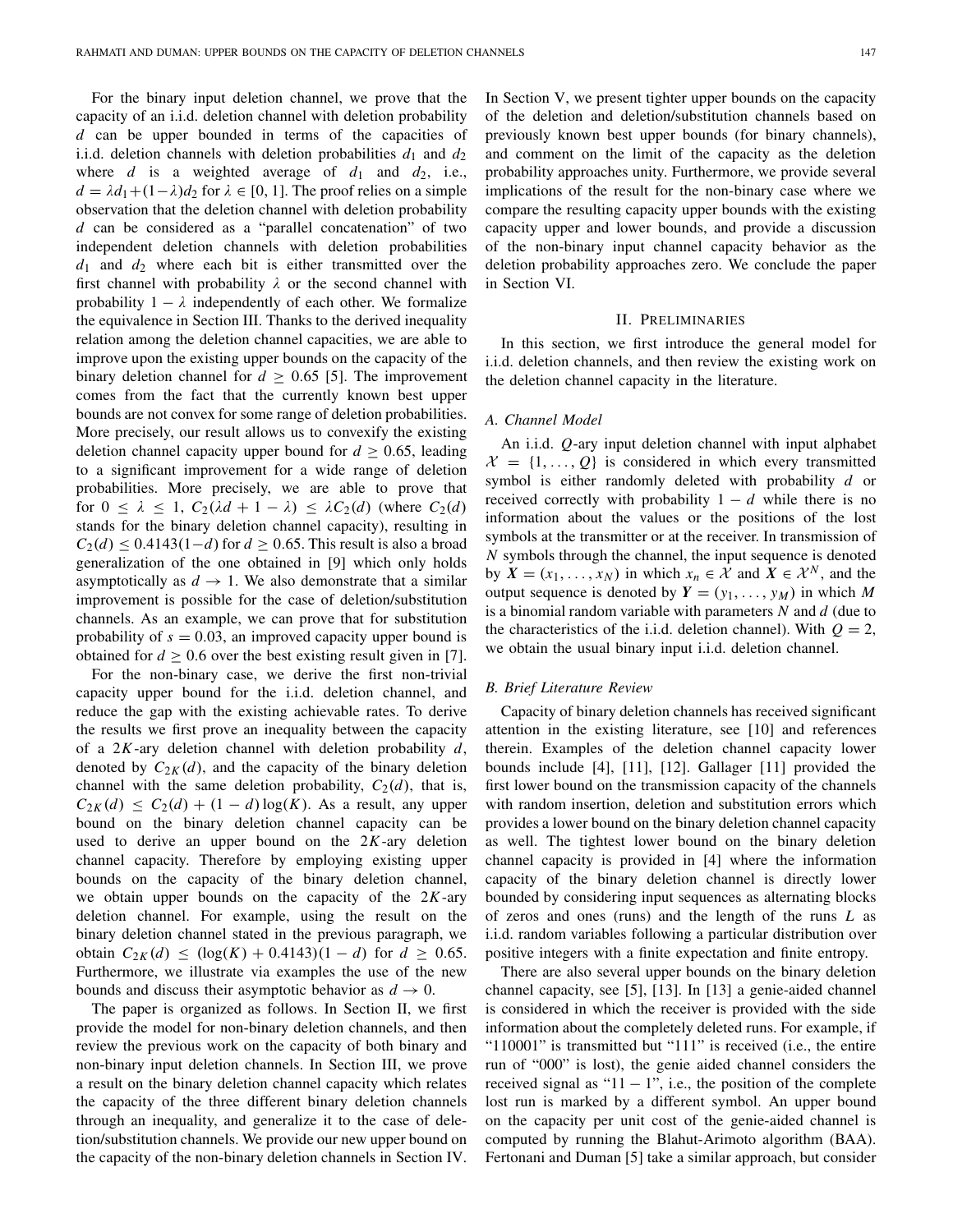For the binary input deletion channel, we prove that the capacity of an i.i.d. deletion channel with deletion probability $d$ can be upper bounded in terms of the capacities of i.i.d. deletion channels with deletion probabilities $d_1$ and $d_2$ where $d$ is a weighted average of $d_1$ and $d_2$, i.e., $d = \lambda d_1 + (1-\lambda) d_2$ for $\lambda \in [0, 1]$. The proof relies on a simple observation that the deletion channel with deletion probability $d$ can be considered as a "parallel concatenation" of two independent deletion channels with deletion probabilities $d_1$ and $d_2$ where each bit is either transmitted over the first channel with probability $\lambda$ or the second channel with probability $1 - \lambda$ independently of each other. We formalize the equivalence in Section III. Thanks to the derived inequality relation among the deletion channel capacities, we are able to improve upon the existing upper bounds on the capacity of the binary deletion channel for $d \geq 0.65$ [5]. The improvement comes from the fact that the currently known best upper bounds are not convex for some range of deletion probabilities. More precisely, our result allows us to convexify the existing deletion channel capacity upper bound for $d \geq 0.65$, leading to a significant improvement for a wide range of deletion probabilities. More precisely, we are able to prove that for $0 \leq \lambda \leq 1$, $C_2(\lambda d + 1 - \lambda) \leq \lambda C_2(d)$ (where $C_2(d)$ stands for the binary deletion channel capacity), resulting in $C_2(d) \leq 0.4143(1-d)$ for $d \geq 0.65$. This result is also a broad generalization of the one obtained in [9] which only holds asymptotically as $d \to 1$. We also demonstrate that a similar improvement is possible for the case of deletion/substitution channels. As an example, we can prove that for substitution probability of $s = 0.03$, an improved capacity upper bound is obtained for $d \geq 0.6$ over the best existing result given in [7].

For the non-binary case, we derive the first non-trivial capacity upper bound for the i.i.d. deletion channel, and reduce the gap with the existing achievable rates. To derive the results we first prove an inequality between the capacity of a $2K$-ary deletion channel with deletion probability $d$, denoted by $C_{2K}(d)$, and the capacity of the binary deletion channel with the same deletion probability, $C_2(d)$, that is, $C_{2K}(d) \leq C_2(d) + (1-d)\log(K)$. As a result, any upper bound on the binary deletion channel capacity can be used to derive an upper bound on the $2K$-ary deletion channel capacity. Therefore by employing existing upper bounds on the capacity of the binary deletion channel, we obtain upper bounds on the capacity of the $2K$-ary deletion channel. For example, using the result on the binary deletion channel stated in the previous paragraph, we obtain $C_{2K}(d) \leq (\log(K) + 0.4143)(1-d)$ for $d \geq 0.65$. Furthermore, we illustrate via examples the use of the new bounds and discuss their asymptotic behavior as $d \to 0$.

The paper is organized as follows. In Section II, we first provide the model for non-binary deletion channels, and then review the previous work on the capacity of both binary and non-binary input deletion channels. In Section III, we prove a result on the binary deletion channel capacity which relates the capacity of the three different binary deletion channels through an inequality, and generalize it to the case of deletion/substitution channels. We provide our new upper bound on the capacity of the non-binary deletion channels in Section IV. In Section V, we present tighter upper bounds on the capacity of the deletion and deletion/substitution channels based on previously known best upper bounds (for binary channels), and comment on the limit of the capacity as the deletion probability approaches unity. Furthermore, we provide several implications of the result for the non-binary case where we compare the resulting capacity upper bounds with the existing capacity upper and lower bounds, and provide a discussion of the non-binary input channel capacity behavior as the deletion probability approaches zero. We conclude the paper in Section VI.

## II. Preliminaries

In this section, we first introduce the general model for i.i.d. deletion channels, and then review the existing work on the deletion channel capacity in the literature.

### A. Channel Model

An i.i.d. $Q$-ary input deletion channel with input alphabet $\mathcal{X} = \{1, \ldots, Q\}$ is considered in which every transmitted symbol is either randomly deleted with probability $d$ or received correctly with probability $1 - d$ while there is no information about the values or the positions of the lost symbols at the transmitter or at the receiver. In transmission of $N$ symbols through the channel, the input sequence is denoted by $\boldsymbol{X} = (x_1, \ldots, x_N)$ in which $x_n \in \mathcal{X}$ and $\boldsymbol{X} \in \mathcal{X}^N$, and the output sequence is denoted by $\boldsymbol{Y} = (y_1, \ldots, y_M)$ in which $M$ is a binomial random variable with parameters $N$ and $d$ (due to the characteristics of the i.i.d. deletion channel). With $Q = 2$, we obtain the usual binary input i.i.d. deletion channel.

### B. Brief Literature Review

Capacity of binary deletion channels has received significant attention in the existing literature, see [10] and references therein. Examples of the deletion channel capacity lower bounds include [4], [11], [12]. Gallager [11] provided the first lower bound on the transmission capacity of the channels with random insertion, deletion and substitution errors which provides a lower bound on the binary deletion channel capacity as well. The tightest lower bound on the binary deletion channel capacity is provided in [4] where the information capacity of the binary deletion channel is directly lower bounded by considering input sequences as alternating blocks of zeros and ones (runs) and the length of the runs $L$ as i.i.d. random variables following a particular distribution over positive integers with a finite expectation and finite entropy.

There are also several upper bounds on the binary deletion channel capacity, see [5], [13]. In [13] a genie-aided channel is considered in which the receiver is provided with the side information about the completely deleted runs. For example, if "110001" is transmitted but "111" is received (i.e., the entire run of "000" is lost), the genie aided channel considers the received signal as "11 − 1", i.e., the position of the complete lost run is marked by a different symbol. An upper bound on the capacity per unit cost of the genie-aided channel is computed by running the Blahut-Arimoto algorithm (BAA). Fertonani and Duman [5] take a similar approach, but consider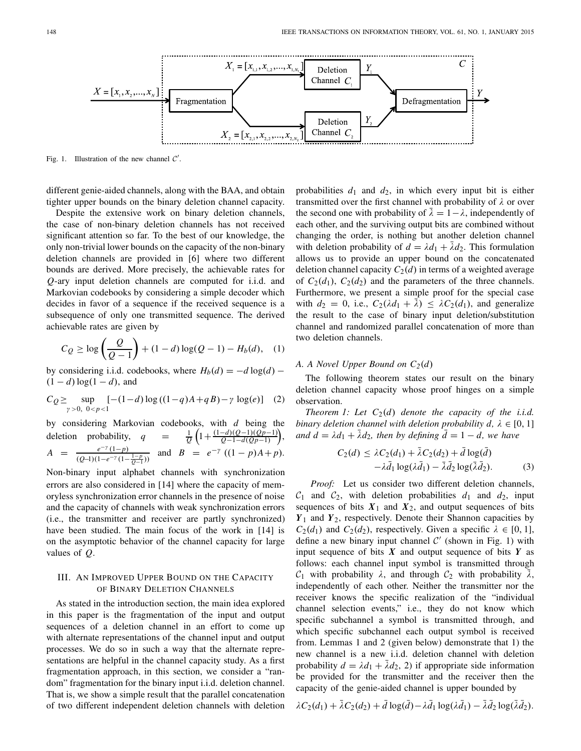Fig. 1. Illustration of the new channel $\mathcal{C}'$.

different genie-aided channels, along with the BAA, and obtain tighter upper bounds on the binary deletion channel capacity.

Despite the extensive work on binary deletion channels, the case of non-binary deletion channels has not received significant attention so far. To the best of our knowledge, the only non-trivial lower bounds on the capacity of the non-binary deletion channels are provided in [6] where two different bounds are derived. More precisely, the achievable rates for $Q$-ary input deletion channels are computed for i.i.d. and Markovian codebooks by considering a simple decoder which decides in favor of a sequence if the received sequence is a subsequence of only one transmitted sequence. The derived achievable rates are given by

$$C_Q \geq \log\left(\frac{Q}{Q-1}\right) + (1-d)\log(Q-1) - H_b(d), \quad (1)$$

by considering i.i.d. codebooks, where $H_b(d) = -d\log(d) - (1-d)\log(1-d)$, and

$$C_Q \geq \sup_{\gamma>0,\ 0<p<1} [-(1-d)\log((1-q)A + qB) - \gamma \log(e)] \quad (2)$$

by considering Markovian codebooks, with $d$ being the deletion probability, $q = \frac{1}{Q}\left(1 + \frac{(1-d)(Q-1)(Qp-1)}{Q-1-d(Qp-1)}\right)$, $A = \frac{e^{-\gamma}(1-p)}{(Q-1)(1-e^{-\gamma}(1-\frac{1-p}{Q-1}))}$ and $B = e^{-\gamma}((1-p)A + p)$. Non-binary input alphabet channels with synchronization errors are also considered in [14] where the capacity of memoryless synchronization error channels in the presence of noise and the capacity of channels with weak synchronization errors (i.e., the transmitter and receiver are partly synchronized) have been studied. The main focus of the work in [14] is on the asymptotic behavior of the channel capacity for large values of $Q$.

## III. An Improved Upper Bound on the Capacity of Binary Deletion Channels

As stated in the introduction section, the main idea explored in this paper is the fragmentation of the input and output sequences of a deletion channel in an effort to come up with alternate representations of the channel input and output processes. We do so in such a way that the alternate representations are helpful in the channel capacity study. As a first fragmentation approach, in this section, we consider a "random" fragmentation for the binary input i.i.d. deletion channel. That is, we show a simple result that the parallel concatenation of two different independent deletion channels with deletion probabilities $d_1$ and $d_2$, in which every input bit is either transmitted over the first channel with probability of $\lambda$ or over the second one with probability of $\bar{\lambda} = 1-\lambda$, independently of each other, and the surviving output bits are combined without changing the order, is nothing but another deletion channel with deletion probability of $d = \lambda d_1 + \bar{\lambda} d_2$. This formulation allows us to provide an upper bound on the concatenated deletion channel capacity $C_2(d)$ in terms of a weighted average of $C_2(d_1)$, $C_2(d_2)$ and the parameters of the three channels. Furthermore, we present a simple proof for the special case with $d_2 = 0$, i.e., $C_2(\lambda d_1 + \bar{\lambda}) \leq \lambda C_2(d_1)$, and generalize the result to the case of binary input deletion/substitution channel and randomized parallel concatenation of more than two deletion channels.

### A. A Novel Upper Bound on $C_2(d)$

The following theorem states our result on the binary deletion channel capacity whose proof hinges on a simple observation.

*Theorem 1: Let $C_2(d)$ denote the capacity of the i.i.d. binary deletion channel with deletion probability $d$, $\lambda \in [0, 1]$ and $d = \lambda d_1 + \bar{\lambda} d_2$, then by defining $\bar{d} = 1 - d$, we have*

$$C_2(d) \leq \lambda C_2(d_1) + \bar{\lambda} C_2(d_2) + \bar{d}\log(\bar{d}) - \lambda \bar{d}_1 \log(\lambda \bar{d}_1) - \bar{\lambda}\bar{d}_2 \log(\bar{\lambda}\bar{d}_2). \quad (3)$$

*Proof:* Let us consider two different deletion channels, $\mathcal{C}_1$ and $\mathcal{C}_2$, with deletion probabilities $d_1$ and $d_2$, input sequences of bits $\boldsymbol{X}_1$ and $\boldsymbol{X}_2$, and output sequences of bits $\boldsymbol{Y}_1$ and $\boldsymbol{Y}_2$, respectively. Denote their Shannon capacities by $C_2(d_1)$ and $C_2(d_2)$, respectively. Given a specific $\lambda \in [0, 1]$, define a new binary input channel $\mathcal{C}'$ (shown in Fig. 1) with input sequence of bits $\boldsymbol{X}$ and output sequence of bits $\boldsymbol{Y}$ as follows: each channel input symbol is transmitted through $\mathcal{C}_1$ with probability $\lambda$, and through $\mathcal{C}_2$ with probability $\bar{\lambda}$, independently of each other. Neither the transmitter nor the receiver knows the specific realization of the "individual channel selection events," i.e., they do not know which specific subchannel a symbol is transmitted through, and which specific subchannel each output symbol is received from. Lemmas 1 and 2 (given below) demonstrate that 1) the new channel is a new i.i.d. deletion channel with deletion probability $d = \lambda d_1 + \bar{\lambda} d_2$, 2) if appropriate side information be provided for the transmitter and the receiver then the capacity of the genie-aided channel is upper bounded by

$$\lambda C_2(d_1) + \bar{\lambda} C_2(d_2) + \bar{d}\log(\bar{d}) - \lambda \bar{d}_1 \log(\lambda \bar{d}_1) - \bar{\lambda}\bar{d}_2 \log(\bar{\lambda}\bar{d}_2).$$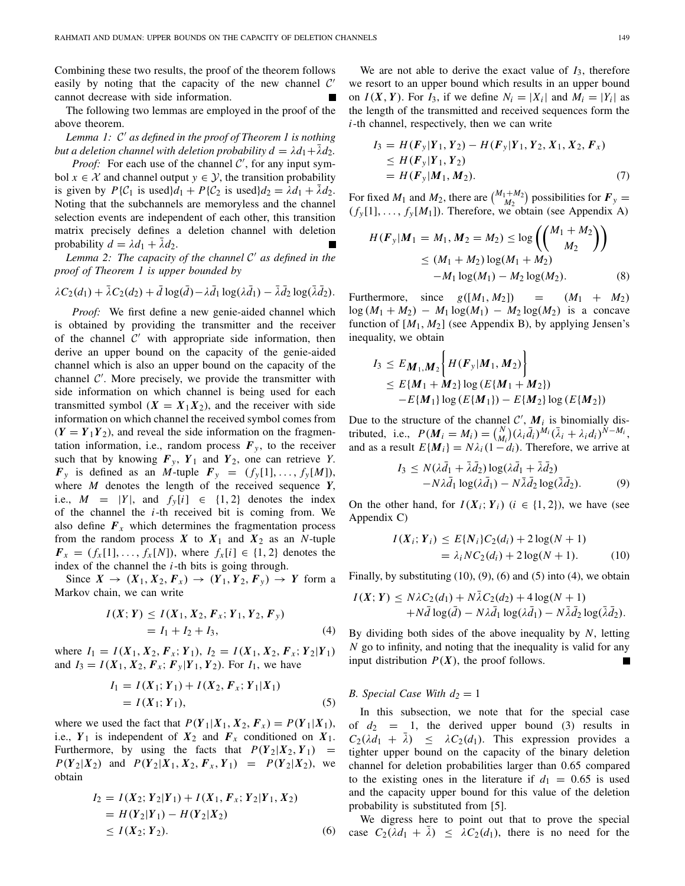Combining these two results, the proof of the theorem follows easily by noting that the capacity of the new channel $\mathcal{C}'$ cannot decrease with side information. ■

The following two lemmas are employed in the proof of the above theorem.

*Lemma 1: $\mathcal{C}'$ as defined in the proof of Theorem 1 is nothing but a deletion channel with deletion probability $d = \lambda d_1 + \bar{\lambda} d_2$.*

*Proof:* For each use of the channel $\mathcal{C}'$, for any input symbol $x \in \mathcal{X}$ and channel output $y \in \mathcal{Y}$, the transition probability is given by $P\{\mathcal{C}_1 \text{ is used}\} d_1 + P\{\mathcal{C}_2 \text{ is used}\} d_2 = \lambda d_1 + \bar{\lambda} d_2$. Noting that the subchannels are memoryless and the channel selection events are independent of each other, this transition matrix precisely defines a deletion channel with deletion probability $d = \lambda d_1 + \bar{\lambda} d_2$. ■

*Lemma 2: The capacity of the channel $\mathcal{C}'$ as defined in the proof of Theorem 1 is upper bounded by*

$$\lambda C_2(d_1) + \bar{\lambda} C_2(d_2) + \bar{d}\log(\bar{d}) - \lambda \bar{d}_1 \log(\lambda \bar{d}_1) - \bar{\lambda}\bar{d}_2 \log(\bar{\lambda}\bar{d}_2).$$

*Proof:* We first define a new genie-aided channel which is obtained by providing the transmitter and the receiver of the channel $\mathcal{C}'$ with appropriate side information, then derive an upper bound on the capacity of the genie-aided channel which is also an upper bound on the capacity of the channel $\mathcal{C}'$. More precisely, we provide the transmitter with side information on which channel is being used for each transmitted symbol ($\boldsymbol{X} = \boldsymbol{X}_1\boldsymbol{X}_2$), and the receiver with side information on which channel the received symbol comes from ($\boldsymbol{Y} = \boldsymbol{Y}_1\boldsymbol{Y}_2$), and reveal the side information on the fragmentation information, i.e., random process $\boldsymbol{F}_y$, to the receiver such that by knowing $\boldsymbol{F}_y$, $\boldsymbol{Y}_1$ and $\boldsymbol{Y}_2$, one can retrieve $Y$. $\boldsymbol{F}_y$ is defined as an $M$-tuple $\boldsymbol{F}_y = (f_y[1], \ldots, f_y[M])$, where $M$ denotes the length of the received sequence $\boldsymbol{Y}$, i.e., $M = |Y|$, and $f_y[i] \in \{1, 2\}$ denotes the index of the channel the $i$-th received bit is coming from. We also define $\boldsymbol{F}_x$ which determines the fragmentation process from the random process $\boldsymbol{X}$ to $\boldsymbol{X}_1$ and $\boldsymbol{X}_2$ as an $N$-tuple $\boldsymbol{F}_x = (f_x[1], \ldots, f_x[N])$, where $f_x[i] \in \{1, 2\}$ denotes the index of the channel the $i$-th bits is going through.

Since $\boldsymbol{X} \to (\boldsymbol{X}_1, \boldsymbol{X}_2, \boldsymbol{F}_x) \to (\boldsymbol{Y}_1, \boldsymbol{Y}_2, \boldsymbol{F}_y) \to \boldsymbol{Y}$ form a Markov chain, we can write

$$\begin{aligned} I(\boldsymbol{X}; \boldsymbol{Y}) &\leq I(\boldsymbol{X}_1, \boldsymbol{X}_2, \boldsymbol{F}_x; \boldsymbol{Y}_1, \boldsymbol{Y}_2, \boldsymbol{F}_y) \\ &= I_1 + I_2 + I_3, \end{aligned} \tag{4}$$

where $I_1 = I(\boldsymbol{X}_1, \boldsymbol{X}_2, \boldsymbol{F}_x; \boldsymbol{Y}_1)$, $I_2 = I(\boldsymbol{X}_1, \boldsymbol{X}_2, \boldsymbol{F}_x; \boldsymbol{Y}_2|\boldsymbol{Y}_1)$ and $I_3 = I(\boldsymbol{X}_1, \boldsymbol{X}_2, \boldsymbol{F}_x; \boldsymbol{F}_y|\boldsymbol{Y}_1, \boldsymbol{Y}_2)$. For $I_1$, we have

$$\begin{aligned} I_1 &= I(\boldsymbol{X}_1; \boldsymbol{Y}_1) + I(\boldsymbol{X}_2, \boldsymbol{F}_x; \boldsymbol{Y}_1|\boldsymbol{X}_1) \\ &= I(\boldsymbol{X}_1; \boldsymbol{Y}_1), \end{aligned} \tag{5}$$

where we used the fact that $P(\boldsymbol{Y}_1|\boldsymbol{X}_1, \boldsymbol{X}_2, \boldsymbol{F}_x) = P(\boldsymbol{Y}_1|\boldsymbol{X}_1)$, i.e., $\boldsymbol{Y}_1$ is independent of $\boldsymbol{X}_2$ and $\boldsymbol{F}_x$ conditioned on $\boldsymbol{X}_1$. Furthermore, by using the facts that $P(\boldsymbol{Y}_2|\boldsymbol{X}_2, \boldsymbol{Y}_1) = P(\boldsymbol{Y}_2|\boldsymbol{X}_2)$ and $P(\boldsymbol{Y}_2|\boldsymbol{X}_1, \boldsymbol{X}_2, \boldsymbol{F}_x, \boldsymbol{Y}_1) = P(\boldsymbol{Y}_2|\boldsymbol{X}_2)$, we obtain

$$\begin{aligned} I_2 &= I(\boldsymbol{X}_2; \boldsymbol{Y}_2|\boldsymbol{Y}_1) + I(\boldsymbol{X}_1, \boldsymbol{F}_x; \boldsymbol{Y}_2|\boldsymbol{Y}_1, \boldsymbol{X}_2) \\ &= H(\boldsymbol{Y}_2|\boldsymbol{Y}_1) - H(\boldsymbol{Y}_2|\boldsymbol{X}_2) \\ &\leq I(\boldsymbol{X}_2; \boldsymbol{Y}_2). \end{aligned} \tag{6}$$

We are not able to derive the exact value of $I_3$, therefore we resort to an upper bound which results in an upper bound on $I(\boldsymbol{X}, \boldsymbol{Y})$. For $I_3$, if we define $N_i = |X_i|$ and $M_i = |Y_i|$ as the length of the transmitted and received sequences form the $i$-th channel, respectively, then we can write

$$\begin{aligned} I_3 &= H(\boldsymbol{F}_y|\boldsymbol{Y}_1, \boldsymbol{Y}_2) - H(\boldsymbol{F}_y|\boldsymbol{Y}_1, \boldsymbol{Y}_2, \boldsymbol{X}_1, \boldsymbol{X}_2, \boldsymbol{F}_x) \\ &\leq H(\boldsymbol{F}_y|\boldsymbol{Y}_1, \boldsymbol{Y}_2) \\ &= H(\boldsymbol{F}_y|\boldsymbol{M}_1, \boldsymbol{M}_2). \end{aligned} \tag{7}$$

For fixed $M_1$ and $M_2$, there are $\binom{M_1+M_2}{M_2}$ possibilities for $\boldsymbol{F}_y = (f_y[1], \ldots, f_y[M_1])$. Therefore, we obtain (see Appendix A)

$$\begin{aligned} H(\boldsymbol{F}_y|\boldsymbol{M}_1 = M_1, \boldsymbol{M}_2 = M_2) &\leq \log\left(\binom{M_1+M_2}{M_2}\right) \\ &\leq (M_1+M_2)\log(M_1+M_2) \\ &\quad - M_1\log(M_1) - M_2\log(M_2). \end{aligned} \tag{8}$$

Furthermore, since $g([M_1, M_2]) = (M_1 + M_2)\log(M_1 + M_2) - M_1\log(M_1) - M_2\log(M_2)$ is a concave function of $[M_1, M_2]$ (see Appendix B), by applying Jensen's inequality, we obtain

$$\begin{aligned} I_3 &\leq E_{\boldsymbol{M}_1, \boldsymbol{M}_2}\left\{H(\boldsymbol{F}_y|\boldsymbol{M}_1, \boldsymbol{M}_2)\right\} \\ &\leq E\{\boldsymbol{M}_1 + \boldsymbol{M}_2\}\log\left(E\{\boldsymbol{M}_1 + \boldsymbol{M}_2\}\right) \\ &\quad - E\{\boldsymbol{M}_1\}\log\left(E\{\boldsymbol{M}_1\}\right) - E\{\boldsymbol{M}_2\}\log\left(E\{\boldsymbol{M}_2\}\right) \end{aligned}$$

Due to the structure of the channel $\mathcal{C}'$, $\boldsymbol{M}_i$ is binomially distributed, i.e., $P(\boldsymbol{M}_i = M_i) = \binom{N}{M_i}(\lambda_i \bar{d}_i)^{M_i}(\bar{\lambda}_i + \lambda_i d_i)^{N-M_i}$, and as a result $E\{\boldsymbol{M}_i\} = N\lambda_i(1-d_i)$. Therefore, we arrive at

$$\begin{aligned} I_3 &\leq N(\lambda\bar{d}_1 + \bar{\lambda}\bar{d}_2)\log(\lambda\bar{d}_1 + \bar{\lambda}\bar{d}_2) \\ &\quad - N\lambda\bar{d}_1\log(\lambda\bar{d}_1) - N\bar{\lambda}\bar{d}_2\log(\bar{\lambda}\bar{d}_2). \end{aligned} \tag{9}$$

On the other hand, for $I(\boldsymbol{X}_i; \boldsymbol{Y}_i)$ ($i \in \{1, 2\}$), we have (see Appendix C)

$$\begin{aligned} I(\boldsymbol{X}_i; \boldsymbol{Y}_i) &\leq E\{\boldsymbol{N}_i\}C_2(d_i) + 2\log(N+1) \\ &= \lambda_i N C_2(d_i) + 2\log(N+1). \end{aligned} \tag{10}$$

Finally, by substituting (10), (9), (6) and (5) into (4), we obtain

$$\begin{aligned} I(\boldsymbol{X}; \boldsymbol{Y}) &\leq N\lambda C_2(d_1) + N\bar{\lambda}C_2(d_2) + 4\log(N+1) \\ &\quad + N\bar{d}\log(\bar{d}) - N\lambda\bar{d}_1\log(\lambda\bar{d}_1) - N\bar{\lambda}\bar{d}_2\log(\bar{\lambda}\bar{d}_2). \end{aligned}$$

By dividing both sides of the above inequality by $N$, letting $N$ go to infinity, and noting that the inequality is valid for any input distribution $P(\boldsymbol{X})$, the proof follows. ■

### B. Special Case With $d_2 = 1$

In this subsection, we note that for the special case of $d_2 = 1$, the derived upper bound (3) results in $C_2(\lambda d_1 + \bar{\lambda}) \leq \lambda C_2(d_1)$. This expression provides a tighter upper bound on the capacity of the binary deletion channel for deletion probabilities larger than 0.65 compared to the existing ones in the literature if $d_1 = 0.65$ is used and the capacity upper bound for this value of the deletion probability is substituted from [5].

We digress here to point out that to prove the special case $C_2(\lambda d_1 + \bar{\lambda}) \leq \lambda C_2(d_1)$, there is no need for the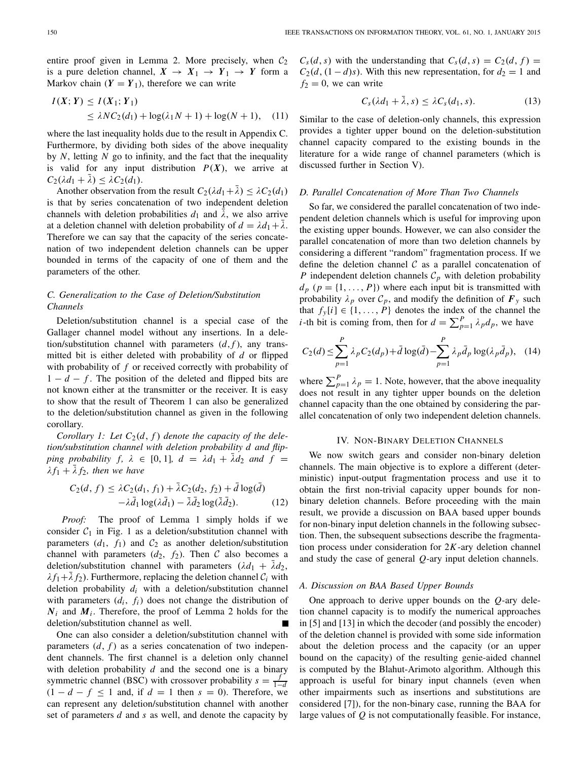entire proof given in Lemma 2. More precisely, when $\mathcal{C}_2$ is a pure deletion channel, $\boldsymbol{X} \rightarrow \boldsymbol{X}_1 \rightarrow \boldsymbol{Y}_1 \rightarrow \boldsymbol{Y}$ form a Markov chain ($\boldsymbol{Y} = \boldsymbol{Y}_1$), therefore we can write

$$
\begin{aligned}
I(\boldsymbol{X}; \boldsymbol{Y}) &\leq I(\boldsymbol{X}_1; \boldsymbol{Y}_1) \\
&\leq \lambda N C_2(d_1) + \log(\lambda_1 N + 1) + \log(N + 1), \quad (11)
\end{aligned}
$$

where the last inequality holds due to the result in Appendix C. Furthermore, by dividing both sides of the above inequality by $N$, letting $N$ go to infinity, and the fact that the inequality is valid for any input distribution $P(\boldsymbol{X})$, we arrive at $C_2(\lambda d_1 + \bar{\lambda}) \leq \lambda C_2(d_1)$.

Another observation from the result $C_2(\lambda d_1 + \bar{\lambda}) \leq \lambda C_2(d_1)$ is that by series concatenation of two independent deletion channels with deletion probabilities $d_1$ and $\bar{\lambda}$, we also arrive at a deletion channel with deletion probability of $d = \lambda d_1 + \bar{\lambda}$. Therefore we can say that the capacity of the series concatenation of two independent deletion channels can be upper bounded in terms of the capacity of one of them and the parameters of the other.

### C. Generalization to the Case of Deletion/Substitution Channels

Deletion/substitution channel is a special case of the Gallager channel model without any insertions. In a deletion/substitution channel with parameters $(d, f)$, any transmitted bit is either deleted with probability of $d$ or flipped with probability of $f$ or received correctly with probability of $1 - d - f$. The position of the deleted and flipped bits are not known either at the transmitter or the receiver. It is easy to show that the result of Theorem 1 can also be generalized to the deletion/substitution channel as given in the following corollary.

*Corollary 1: Let $C_2(d, f)$ denote the capacity of the deletion/substitution channel with deletion probability $d$ and flipping probability $f$, $\lambda \in [0, 1]$, $d = \lambda d_1 + \bar{\lambda} d_2$ and $f = \lambda f_1 + \bar{\lambda} f_2$, then we have*

$$
\begin{aligned}
C_2(d, f) \leq \lambda C_2(d_1, f_1) + \bar{\lambda} C_2(d_2, f_2) + \bar{d} \log(\bar{d}) \\
-\lambda \bar{d}_1 \log(\lambda \bar{d}_1) - \bar{\lambda} \bar{d}_2 \log(\bar{\lambda} \bar{d}_2). \quad (12)
\end{aligned}
$$

*Proof:* The proof of Lemma 1 simply holds if we consider $\mathcal{C}_1$ in Fig. 1 as a deletion/substitution channel with parameters $(d_1, f_1)$ and $\mathcal{C}_2$ as another deletion/substitution channel with parameters $(d_2, f_2)$. Then $\mathcal{C}$ also becomes a deletion/substitution channel with parameters $(\lambda d_1 + \bar{\lambda} d_2, \lambda f_1 + \bar{\lambda} f_2)$. Furthermore, replacing the deletion channel $\mathcal{C}_i$ with deletion probability $d_i$ with a deletion/substitution channel with parameters $(d_i, f_i)$ does not change the distribution of $\boldsymbol{N}_i$ and $\boldsymbol{M}_i$. Therefore, the proof of Lemma 2 holds for the deletion/substitution channel as well. ∎

One can also consider a deletion/substitution channel with parameters $(d, f)$ as a series concatenation of two independent channels. The first channel is a deletion only channel with deletion probability $d$ and the second one is a binary symmetric channel (BSC) with crossover probability $s = \frac{f}{1-d}$ ($1 - d - f \leq 1$ and, if $d = 1$ then $s = 0$). Therefore, we can represent any deletion/substitution channel with another set of parameters $d$ and $s$ as well, and denote the capacity by $C_s(d, s)$ with the understanding that $C_s(d, s) = C_2(d, f) = C_2(d, (1 - d)s)$. With this new representation, for $d_2 = 1$ and $f_2 = 0$, we can write

$$
C_s(\lambda d_1 + \bar{\lambda}, s) \leq \lambda C_s(d_1, s). \quad (13)
$$

Similar to the case of deletion-only channels, this expression provides a tighter upper bound on the deletion-substitution channel capacity compared to the existing bounds in the literature for a wide range of channel parameters (which is discussed further in Section V).

### D. Parallel Concatenation of More Than Two Channels

So far, we considered the parallel concatenation of two independent deletion channels which is useful for improving upon the existing upper bounds. However, we can also consider the parallel concatenation of more than two deletion channels by considering a different "random" fragmentation process. If we define the deletion channel $\mathcal{C}$ as a parallel concatenation of $P$ independent deletion channels $\mathcal{C}_p$ with deletion probability $d_p$ ($p = \{1, \ldots, P\}$) where each input bit is transmitted with probability $\lambda_p$ over $\mathcal{C}_p$, and modify the definition of $\boldsymbol{F}_y$ such that $f_y[i] \in \{1, \ldots, P\}$ denotes the index of the channel the $i$-th bit is coming from, then for $d = \sum_{p=1}^{P} \lambda_p d_p$, we have

$$
C_2(d) \leq \sum_{p=1}^{P} \lambda_p C_2(d_p) + \bar{d} \log(\bar{d}) - \sum_{p=1}^{P} \lambda_p \bar{d}_p \log(\lambda_p \bar{d}_p), \quad (14)
$$

where $\sum_{p=1}^{P} \lambda_p = 1$. Note, however, that the above inequality does not result in any tighter upper bounds on the deletion channel capacity than the one obtained by considering the parallel concatenation of only two independent deletion channels.

## IV. Non-Binary Deletion Channels

We now switch gears and consider non-binary deletion channels. The main objective is to explore a different (deterministic) input-output fragmentation process and use it to obtain the first non-trivial capacity upper bounds for non-binary deletion channels. Before proceeding with the main result, we provide a discussion on BAA based upper bounds for non-binary input deletion channels in the following subsection. Then, the subsequent subsections describe the fragmentation process under consideration for $2K$-ary deletion channel and study the case of general $Q$-ary input deletion channels.

### A. Discussion on BAA Based Upper Bounds

One approach to derive upper bounds on the $Q$-ary deletion channel capacity is to modify the numerical approaches in [5] and [13] in which the decoder (and possibly the encoder) of the deletion channel is provided with some side information about the deletion process and the capacity (or an upper bound on the capacity) of the resulting genie-aided channel is computed by the Blahut-Arimoto algorithm. Although this approach is useful for binary input channels (even when other impairments such as insertions and substitutions are considered [7]), for the non-binary case, running the BAA for large values of $Q$ is not computationally feasible. For instance,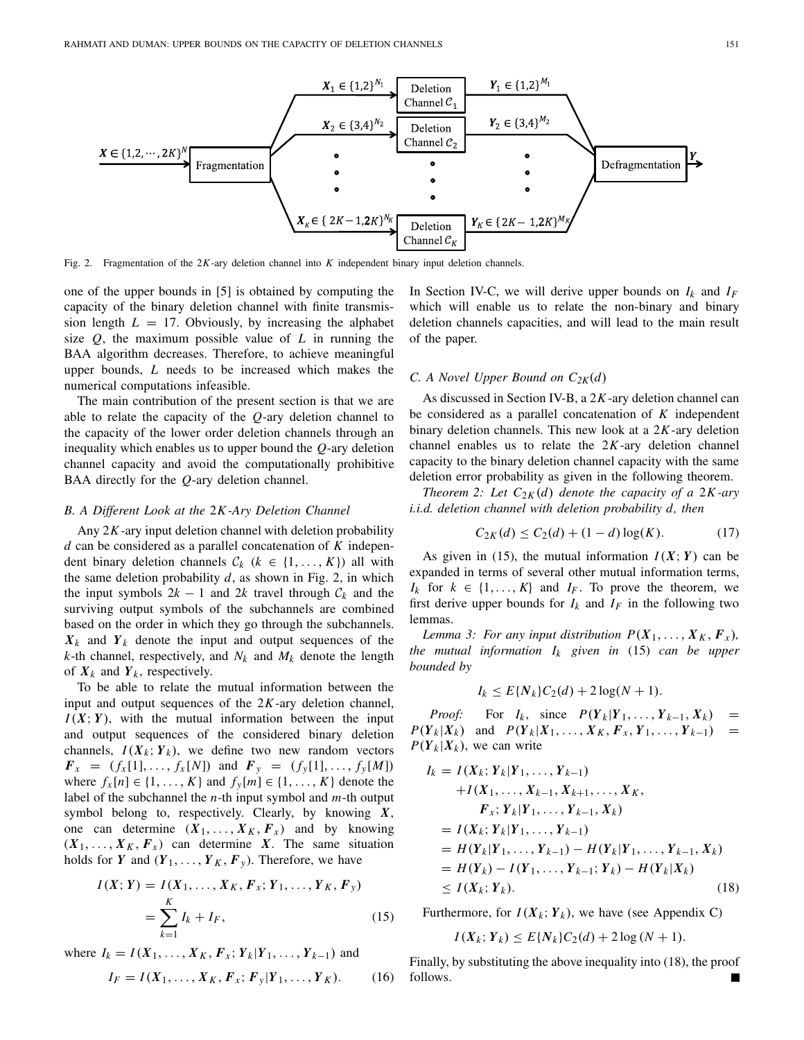Fig. 2. Fragmentation of the $2K$-ary deletion channel into $K$ independent binary input deletion channels.

one of the upper bounds in [5] is obtained by computing the capacity of the binary deletion channel with finite transmission length $L = 17$. Obviously, by increasing the alphabet size $Q$, the maximum possible value of $L$ in running the BAA algorithm decreases. Therefore, to achieve meaningful upper bounds, $L$ needs to be increased which makes the numerical computations infeasible.

The main contribution of the present section is that we are able to relate the capacity of the $Q$-ary deletion channel to the capacity of the lower order deletion channels through an inequality which enables us to upper bound the $Q$-ary deletion channel capacity and avoid the computationally prohibitive BAA directly for the $Q$-ary deletion channel.

### B. A Different Look at the $2K$-Ary Deletion Channel

Any $2K$-ary input deletion channel with deletion probability $d$ can be considered as a parallel concatenation of $K$ independent binary deletion channels $\mathcal{C}_k$ ($k \in \{1, \ldots, K\}$) all with the same deletion probability $d$, as shown in Fig. 2, in which the input symbols $2k-1$ and $2k$ travel through $\mathcal{C}_k$ and the surviving output symbols of the subchannels are combined based on the order in which they go through the subchannels. $\boldsymbol{X}_k$ and $\boldsymbol{Y}_k$ denote the input and output sequences of the $k$-th channel, respectively, and $N_k$ and $M_k$ denote the length of $\boldsymbol{X}_k$ and $\boldsymbol{Y}_k$, respectively.

To be able to relate the mutual information between the input and output sequences of the $2K$-ary deletion channel, $I(\boldsymbol{X};\boldsymbol{Y})$, with the mutual information between the input and output sequences of the considered binary deletion channels, $I(\boldsymbol{X}_k;\boldsymbol{Y}_k)$, we define two new random vectors $\boldsymbol{F}_x = (f_x[1], \ldots, f_x[N])$ and $\boldsymbol{F}_y = (f_y[1], \ldots, f_y[M])$ where $f_x[n] \in \{1, \ldots, K\}$ and $f_y[m] \in \{1, \ldots, K\}$ denote the label of the subchannel the $n$-th input symbol and $m$-th output symbol belong to, respectively. Clearly, by knowing $\boldsymbol{X}$, one can determine $(\boldsymbol{X}_1, \ldots, \boldsymbol{X}_K, \boldsymbol{F}_x)$ and by knowing $(\boldsymbol{X}_1, \ldots, \boldsymbol{X}_K, \boldsymbol{F}_x)$ can determine $\boldsymbol{X}$. The same situation holds for $\boldsymbol{Y}$ and $(\boldsymbol{Y}_1, \ldots, \boldsymbol{Y}_K, \boldsymbol{F}_y)$. Therefore, we have

$$
\begin{aligned}
I(\boldsymbol{X};\boldsymbol{Y}) &= I(\boldsymbol{X}_1, \ldots, \boldsymbol{X}_K, \boldsymbol{F}_x; \boldsymbol{Y}_1, \ldots, \boldsymbol{Y}_K, \boldsymbol{F}_y) \\
&= \sum_{k=1}^{K} I_k + I_F, \qquad (15)
\end{aligned}
$$

where $I_k = I(\boldsymbol{X}_1, \ldots, \boldsymbol{X}_K, \boldsymbol{F}_x; \boldsymbol{Y}_k | \boldsymbol{Y}_1, \ldots, \boldsymbol{Y}_{k-1})$ and

$$
I_F = I(\boldsymbol{X}_1, \ldots, \boldsymbol{X}_K, \boldsymbol{F}_x; \boldsymbol{F}_y | \boldsymbol{Y}_1, \ldots, \boldsymbol{Y}_K). \qquad (16)
$$

In Section IV-C, we will derive upper bounds on $I_k$ and $I_F$ which will enable us to relate the non-binary and binary deletion channels capacities, and will lead to the main result of the paper.

### C. A Novel Upper Bound on $C_{2K}(d)$

As discussed in Section IV-B, a $2K$-ary deletion channel can be considered as a parallel concatenation of $K$ independent binary deletion channels. This new look at a $2K$-ary deletion channel enables us to relate the $2K$-ary deletion channel capacity to the binary deletion channel capacity with the same deletion error probability as given in the following theorem.

*Theorem 2: Let $C_{2K}(d)$ denote the capacity of a $2K$-ary i.i.d. deletion channel with deletion probability $d$, then*

$$
C_{2K}(d) \leq C_2(d) + (1-d)\log(K). \qquad (17)
$$

As given in (15), the mutual information $I(\boldsymbol{X};\boldsymbol{Y})$ can be expanded in terms of several other mutual information terms, $I_k$ for $k \in \{1, \ldots, K\}$ and $I_F$. To prove the theorem, we first derive upper bounds for $I_k$ and $I_F$ in the following two lemmas.

*Lemma 3: For any input distribution $P(\boldsymbol{X}_1, \ldots, \boldsymbol{X}_K, \boldsymbol{F}_x)$, the mutual information $I_k$ given in (15) can be upper bounded by*

$$
I_k \leq E\{N_k\}C_2(d) + 2\log(N+1).
$$

*Proof:* For $I_k$, since $P(\boldsymbol{Y}_k|\boldsymbol{Y}_1, \ldots, \boldsymbol{Y}_{k-1}, \boldsymbol{X}_k) = P(\boldsymbol{Y}_k|\boldsymbol{X}_k)$ and $P(\boldsymbol{Y}_k|\boldsymbol{X}_1, \ldots, \boldsymbol{X}_K, \boldsymbol{F}_x, \boldsymbol{Y}_1, \ldots, \boldsymbol{Y}_{k-1}) = P(\boldsymbol{Y}_k|\boldsymbol{X}_k)$, we can write

$$
\begin{aligned}
I_k &= I(\boldsymbol{X}_k; \boldsymbol{Y}_k | \boldsymbol{Y}_1, \ldots, \boldsymbol{Y}_{k-1}) \\
&\quad + I(\boldsymbol{X}_1, \ldots, \boldsymbol{X}_{k-1}, \boldsymbol{X}_{k+1}, \ldots, \boldsymbol{X}_K, \\
&\qquad \boldsymbol{F}_x; \boldsymbol{Y}_k | \boldsymbol{Y}_1, \ldots, \boldsymbol{Y}_{k-1}, \boldsymbol{X}_k) \\
&= I(\boldsymbol{X}_k; \boldsymbol{Y}_k | \boldsymbol{Y}_1, \ldots, \boldsymbol{Y}_{k-1}) \\
&= H(\boldsymbol{Y}_k | \boldsymbol{Y}_1, \ldots, \boldsymbol{Y}_{k-1}) - H(\boldsymbol{Y}_k | \boldsymbol{Y}_1, \ldots, \boldsymbol{Y}_{k-1}, \boldsymbol{X}_k) \\
&= H(\boldsymbol{Y}_k) - I(\boldsymbol{Y}_1, \ldots, \boldsymbol{Y}_{k-1}; \boldsymbol{Y}_k) - H(\boldsymbol{Y}_k|\boldsymbol{X}_k) \\
&\leq I(\boldsymbol{X}_k; \boldsymbol{Y}_k). \qquad (18)
\end{aligned}
$$

Furthermore, for $I(\boldsymbol{X}_k;\boldsymbol{Y}_k)$, we have (see Appendix C)

$$
I(\boldsymbol{X}_k;\boldsymbol{Y}_k) \leq E\{N_k\}C_2(d) + 2\log(N+1).
$$

Finally, by substituting the above inequality into (18), the proof follows. ∎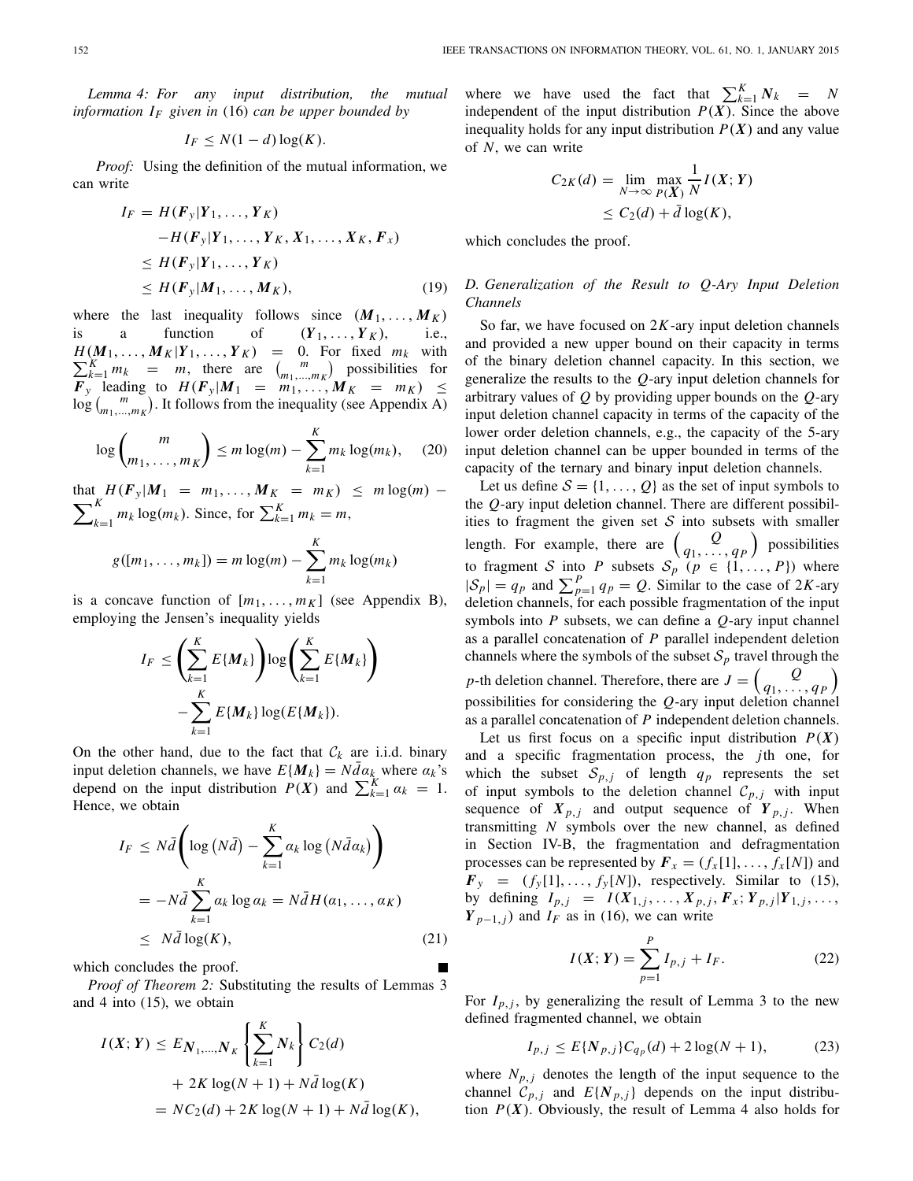*Lemma 4: For any input distribution, the mutual information $I_F$ given in* (16) *can be upper bounded by*

$$I_F \leq N(1-d)\log(K).$$

*Proof:* Using the definition of the mutual information, we can write

$$\begin{aligned}
I_F &= H(\boldsymbol{F}_y|\boldsymbol{Y}_1,\ldots,\boldsymbol{Y}_K) \\
&\quad - H(\boldsymbol{F}_y|\boldsymbol{Y}_1,\ldots,\boldsymbol{Y}_K,\boldsymbol{X}_1,\ldots,\boldsymbol{X}_K,\boldsymbol{F}_x) \\
&\leq H(\boldsymbol{F}_y|\boldsymbol{Y}_1,\ldots,\boldsymbol{Y}_K) \\
&\leq H(\boldsymbol{F}_y|\boldsymbol{M}_1,\ldots,\boldsymbol{M}_K),
\end{aligned} \tag{19}$$

where the last inequality follows since $(\boldsymbol{M}_1,\ldots,\boldsymbol{M}_K)$ is a function of $(\boldsymbol{Y}_1,\ldots,\boldsymbol{Y}_K)$, i.e., $H(\boldsymbol{M}_1,\ldots,\boldsymbol{M}_K|\boldsymbol{Y}_1,\ldots,\boldsymbol{Y}_K) = 0$. For fixed $m_k$ with $\sum_{k=1}^K m_k = m$, there are $\binom{m}{m_1,\ldots,m_K}$ possibilities for $\boldsymbol{F}_y$ leading to $H(\boldsymbol{F}_y|\boldsymbol{M}_1 = m_1,\ldots,\boldsymbol{M}_K = m_K) \leq \log\binom{m}{m_1,\ldots,m_K}$. It follows from the inequality (see Appendix A)

$$\log\binom{m}{m_1,\ldots,m_K} \leq m\log(m) - \sum_{k=1}^K m_k\log(m_k), \tag{20}$$

that $H(\boldsymbol{F}_y|\boldsymbol{M}_1 = m_1,\ldots,\boldsymbol{M}_K = m_K) \leq m\log(m) - \sum_{k=1}^K m_k\log(m_k)$. Since, for $\sum_{k=1}^K m_k = m$,

$$g([m_1,\ldots,m_k]) = m\log(m) - \sum_{k=1}^K m_k\log(m_k)$$

is a concave function of $[m_1,\ldots,m_K]$ (see Appendix B), employing the Jensen's inequality yields

$$\begin{aligned}
I_F &\leq \left(\sum_{k=1}^K E\{\boldsymbol{M}_k\}\right)\log\left(\sum_{k=1}^K E\{\boldsymbol{M}_k\}\right) \\
&\quad - \sum_{k=1}^K E\{\boldsymbol{M}_k\}\log(E\{\boldsymbol{M}_k\}).
\end{aligned}$$

On the other hand, due to the fact that $\mathcal{C}_k$ are i.i.d. binary input deletion channels, we have $E\{\boldsymbol{M}_k\} = N\bar{d}\alpha_k$ where $\alpha_k$'s depend on the input distribution $P(\boldsymbol{X})$ and $\sum_{k=1}^K \alpha_k = 1$. Hence, we obtain

$$\begin{aligned}
I_F &\leq N\bar{d}\left(\log\left(N\bar{d}\right) - \sum_{k=1}^K \alpha_k\log\left(N\bar{d}\alpha_k\right)\right) \\
&= -N\bar{d}\sum_{k=1}^K \alpha_k\log\alpha_k = N\bar{d}H(\alpha_1,\ldots,\alpha_K) \\
&\leq N\bar{d}\log(K),
\end{aligned} \tag{21}$$

which concludes the proof. ∎

*Proof of Theorem 2:* Substituting the results of Lemmas 3 and 4 into (15), we obtain

$$\begin{aligned}
I(\boldsymbol{X};\boldsymbol{Y}) &\leq E_{\boldsymbol{N}_1,\ldots,\boldsymbol{N}_K}\left\{\sum_{k=1}^K \boldsymbol{N}_k\right\}C_2(d) \\
&\quad + 2K\log(N+1) + N\bar{d}\log(K) \\
&= NC_2(d) + 2K\log(N+1) + N\bar{d}\log(K),
\end{aligned}$$

where we have used the fact that $\sum_{k=1}^K \boldsymbol{N}_k = N$ independent of the input distribution $P(\boldsymbol{X})$. Since the above inequality holds for any input distribution $P(\boldsymbol{X})$ and any value of $N$, we can write

$$\begin{aligned}
C_{2K}(d) &= \lim_{N\to\infty}\max_{P(\boldsymbol{X})}\frac{1}{N}I(\boldsymbol{X};\boldsymbol{Y}) \\
&\leq C_2(d) + \bar{d}\log(K),
\end{aligned}$$

which concludes the proof.

### D. Generalization of the Result to Q-Ary Input Deletion Channels

So far, we have focused on $2K$-ary input deletion channels and provided a new upper bound on their capacity in terms of the binary deletion channel capacity. In this section, we generalize the results to the $Q$-ary input deletion channels for arbitrary values of $Q$ by providing upper bounds on the $Q$-ary input deletion channel capacity in terms of the capacity of the lower order deletion channels, e.g., the capacity of the 5-ary input deletion channel can be upper bounded in terms of the capacity of the ternary and binary input deletion channels.

Let us define $\mathcal{S} = \{1,\ldots,Q\}$ as the set of input symbols to the $Q$-ary input deletion channel. There are different possibilities to fragment the given set $\mathcal{S}$ into subsets with smaller length. For example, there are $\binom{Q}{q_1,\ldots,q_P}$ possibilities to fragment $\mathcal{S}$ into $P$ subsets $\mathcal{S}_p$ ($p \in \{1,\ldots,P\}$) where $|\mathcal{S}_p| = q_p$ and $\sum_{p=1}^P q_p = Q$. Similar to the case of $2K$-ary deletion channels, for each possible fragmentation of the input symbols into $P$ subsets, we can define a $Q$-ary input channel as a parallel concatenation of $P$ parallel independent deletion channels where the symbols of the subset $\mathcal{S}_p$ travel through the $p$-th deletion channel. Therefore, there are $J = \binom{Q}{q_1,\ldots,q_P}$ possibilities for considering the $Q$-ary input deletion channel as a parallel concatenation of $P$ independent deletion channels.

Let us first focus on a specific input distribution $P(\boldsymbol{X})$ and a specific fragmentation process, the $j$th one, for which the subset $\mathcal{S}_{p,j}$ of length $q_p$ represents the set of input symbols to the deletion channel $\mathcal{C}_{p,j}$ with input sequence of $\boldsymbol{X}_{p,j}$ and output sequence of $\boldsymbol{Y}_{p,j}$. When transmitting $N$ symbols over the new channel, as defined in Section IV-B, the fragmentation and defragmentation processes can be represented by $\boldsymbol{F}_x = (f_x[1],\ldots,f_x[N])$ and $\boldsymbol{F}_y = (f_y[1],\ldots,f_y[N])$, respectively. Similar to (15), by defining $I_{p,j} = I(\boldsymbol{X}_{1,j},\ldots,\boldsymbol{X}_{p,j},\boldsymbol{F}_x;\boldsymbol{Y}_{p,j}|\boldsymbol{Y}_{1,j},\ldots,\boldsymbol{Y}_{p-1,j})$ and $I_F$ as in (16), we can write

$$I(\boldsymbol{X};\boldsymbol{Y}) = \sum_{p=1}^P I_{p,j} + I_F. \tag{22}$$

For $I_{p,j}$, by generalizing the result of Lemma 3 to the new defined fragmented channel, we obtain

$$I_{p,j} \leq E\{\boldsymbol{N}_{p,j}\}C_{q_p}(d) + 2\log(N+1), \tag{23}$$

where $N_{p,j}$ denotes the length of the input sequence to the channel $\mathcal{C}_{p,j}$ and $E\{\boldsymbol{N}_{p,j}\}$ depends on the input distribution $P(\boldsymbol{X})$. Obviously, the result of Lemma 4 also holds for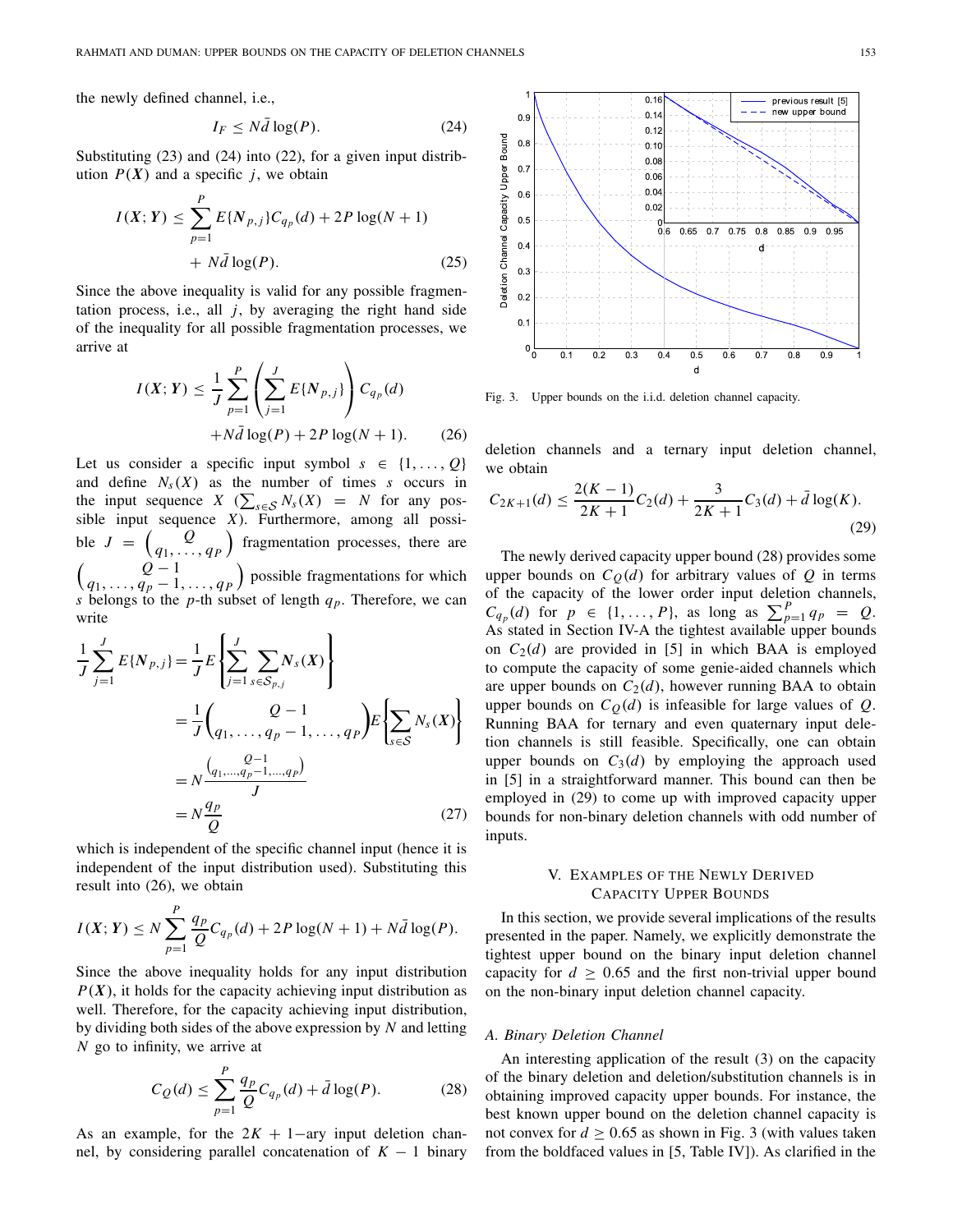the newly defined channel, i.e.,

$$I_F \leq N\bar{d}\log(P). \tag{24}$$

Substituting (23) and (24) into (22), for a given input distribution $P(\boldsymbol{X})$ and a specific $j$, we obtain

$$I(\boldsymbol{X};\boldsymbol{Y}) \leq \sum_{p=1}^{P} E\{\boldsymbol{N}_{p,j}\}C_{q_p}(d) + 2P\log(N+1) + N\bar{d}\log(P). \tag{25}$$

Since the above inequality is valid for any possible fragmentation process, i.e., all $j$, by averaging the right hand side of the inequality for all possible fragmentation processes, we arrive at

$$I(\boldsymbol{X};\boldsymbol{Y}) \leq \frac{1}{J}\sum_{p=1}^{P}\left(\sum_{j=1}^{J} E\{\boldsymbol{N}_{p,j}\}\right)C_{q_p}(d) + N\bar{d}\log(P) + 2P\log(N+1). \tag{26}$$

Let us consider a specific input symbol $s \in \{1,\ldots,Q\}$ and define $N_s(X)$ as the number of times $s$ occurs in the input sequence $X$ ($\sum_{s\in\mathcal{S}} N_s(X) = N$ for any possible input sequence $X$). Furthermore, among all possible $J = \binom{Q}{q_1,\ldots,q_P}$ fragmentation processes, there are $\binom{Q-1}{q_1,\ldots,q_p-1,\ldots,q_P}$ possible fragmentations for which $s$ belongs to the $p$-th subset of length $q_p$. Therefore, we can write

$$\begin{aligned}
\frac{1}{J}\sum_{j=1}^{J} E\{\boldsymbol{N}_{p,j}\} &= \frac{1}{J}E\left\{\sum_{j=1}^{J}\sum_{s\in\mathcal{S}_{p,j}}\boldsymbol{N}_s(\boldsymbol{X})\right\}\\
&= \frac{1}{J}\binom{Q-1}{q_1,\ldots,q_p-1,\ldots,q_P}E\left\{\sum_{s\in\mathcal{S}}N_s(\boldsymbol{X})\right\}\\
&= N\frac{\binom{Q-1}{q_1,\ldots,q_p-1,\ldots,q_P}}{J}\\
&= N\frac{q_p}{Q}
\end{aligned} \tag{27}$$

which is independent of the specific channel input (hence it is independent of the input distribution used). Substituting this result into (26), we obtain

$$I(\boldsymbol{X};\boldsymbol{Y}) \leq N\sum_{p=1}^{P}\frac{q_p}{Q}C_{q_p}(d) + 2P\log(N+1) + N\bar{d}\log(P).$$

Since the above inequality holds for any input distribution $P(\boldsymbol{X})$, it holds for the capacity achieving input distribution as well. Therefore, for the capacity achieving input distribution, by dividing both sides of the above expression by $N$ and letting $N$ go to infinity, we arrive at

$$C_Q(d) \leq \sum_{p=1}^{P}\frac{q_p}{Q}C_{q_p}(d) + \bar{d}\log(P). \tag{28}$$

As an example, for the $2K+1-$ary input deletion channel, by considering parallel concatenation of $K-1$ binary deletion channels and a ternary input deletion channel, we obtain

$$C_{2K+1}(d) \leq \frac{2(K-1)}{2K+1}C_2(d) + \frac{3}{2K+1}C_3(d) + \bar{d}\log(K). \tag{29}$$

The newly derived capacity upper bound (28) provides some upper bounds on $C_Q(d)$ for arbitrary values of $Q$ in terms of the capacity of the lower order input deletion channels, $C_{q_p}(d)$ for $p \in \{1,\ldots,P\}$, as long as $\sum_{p=1}^{P} q_p = Q$. As stated in Section IV-A the tightest available upper bounds on $C_2(d)$ are provided in [5] in which BAA is employed to compute the capacity of some genie-aided channels which are upper bounds on $C_2(d)$, however running BAA to obtain upper bounds on $C_Q(d)$ is infeasible for large values of $Q$. Running BAA for ternary and even quaternary input deletion channels is still feasible. Specifically, one can obtain upper bounds on $C_3(d)$ by employing the approach used in [5] in a straightforward manner. This bound can then be employed in (29) to come up with improved capacity upper bounds for non-binary deletion channels with odd number of inputs.

Fig. 3. Upper bounds on the i.i.d. deletion channel capacity.

## V. Examples of the Newly Derived Capacity Upper Bounds

In this section, we provide several implications of the results presented in the paper. Namely, we explicitly demonstrate the tightest upper bound on the binary input deletion channel capacity for $d \geq 0.65$ and the first non-trivial upper bound on the non-binary input deletion channel capacity.

### A. Binary Deletion Channel

An interesting application of the result (3) on the capacity of the binary deletion and deletion/substitution channels is in obtaining improved capacity upper bounds. For instance, the best known upper bound on the deletion channel capacity is not convex for $d \geq 0.65$ as shown in Fig. 3 (with values taken from the boldfaced values in [5, Table IV]). As clarified in the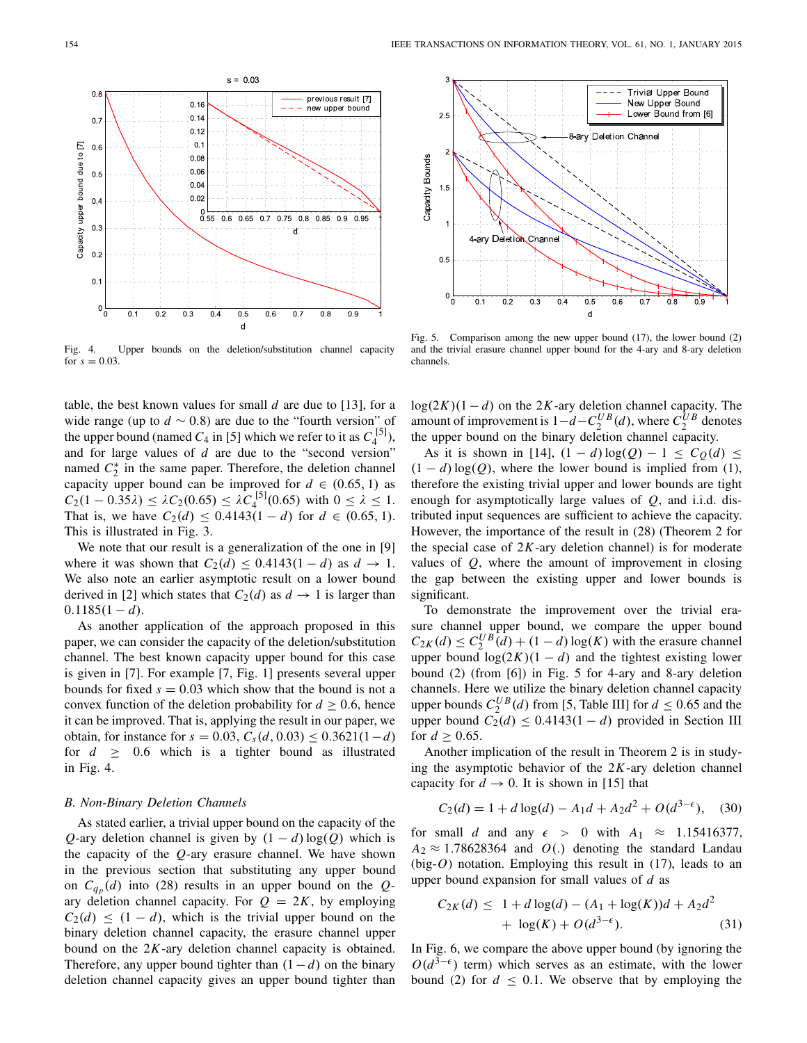Fig. 4. Upper bounds on the deletion/substitution channel capacity for $s = 0.03$.

Fig. 5. Comparison among the new upper bound (17), the lower bound (2) and the trivial erasure channel upper bound for the 4-ary and 8-ary deletion channels.

table, the best known values for small $d$ are due to [13], for a wide range (up to $d \sim 0.8$) are due to the "fourth version" of the upper bound (named $C_4$ in [5] which we refer to it as $C_4^{[5]}$), and for large values of $d$ are due to the "second version" named $C_2^*$ in the same paper. Therefore, the deletion channel capacity upper bound can be improved for $d \in (0.65, 1)$ as $C_2(1 - 0.35\lambda) \leq \lambda C_2(0.65) \leq \lambda C_4^{[5]}(0.65)$ with $0 \leq \lambda \leq 1$. That is, we have $C_2(d) \leq 0.4143(1 - d)$ for $d \in (0.65, 1)$. This is illustrated in Fig. 3.

We note that our result is a generalization of the one in [9] where it was shown that $C_2(d) \leq 0.4143(1 - d)$ as $d \to 1$. We also note an earlier asymptotic result on a lower bound derived in [2] which states that $C_2(d)$ as $d \to 1$ is larger than $0.1185(1 - d)$.

As another application of the approach proposed in this paper, we can consider the capacity of the deletion/substitution channel. The best known capacity upper bound for this case is given in [7]. For example [7, Fig. 1] presents several upper bounds for fixed $s = 0.03$ which show that the bound is not a convex function of the deletion probability for $d \geq 0.6$, hence it can be improved. That is, applying the result in our paper, we obtain, for instance for $s = 0.03$, $C_s(d, 0.03) \leq 0.3621(1-d)$ for $d \geq 0.6$ which is a tighter bound as illustrated in Fig. 4.

### B. Non-Binary Deletion Channels

As stated earlier, a trivial upper bound on the capacity of the $Q$-ary deletion channel is given by $(1 - d)\log(Q)$ which is the capacity of the $Q$-ary erasure channel. We have shown in the previous section that substituting any upper bound on $C_{q_p}(d)$ into (28) results in an upper bound on the $Q$-ary deletion channel capacity. For $Q = 2K$, by employing $C_2(d) \leq (1 - d)$, which is the trivial upper bound on the binary deletion channel capacity, the erasure channel upper bound on the $2K$-ary deletion channel capacity is obtained. Therefore, any upper bound tighter than $(1-d)$ on the binary deletion channel capacity gives an upper bound tighter than $\log(2K)(1-d)$ on the $2K$-ary deletion channel capacity. The amount of improvement is $1-d-C_2^{UB}(d)$, where $C_2^{UB}$ denotes the upper bound on the binary deletion channel capacity.

As it is shown in [14], $(1 - d)\log(Q) - 1 \leq C_Q(d) \leq (1 - d)\log(Q)$, where the lower bound is implied from (1), therefore the existing trivial upper and lower bounds are tight enough for asymptotically large values of $Q$, and i.i.d. distributed input sequences are sufficient to achieve the capacity. However, the importance of the result in (28) (Theorem 2 for the special case of $2K$-ary deletion channel) is for moderate values of $Q$, where the amount of improvement in closing the gap between the existing upper and lower bounds is significant.

To demonstrate the improvement over the trivial erasure channel upper bound, we compare the upper bound $C_{2K}(d) \leq C_2^{UB}(d) + (1 - d)\log(K)$ with the erasure channel upper bound $\log(2K)(1 - d)$ and the tightest existing lower bound (2) (from [6]) in Fig. 5 for 4-ary and 8-ary deletion channels. Here we utilize the binary deletion channel capacity upper bounds $C_2^{UB}(d)$ from [5, Table III] for $d \leq 0.65$ and the upper bound $C_2(d) \leq 0.4143(1 - d)$ provided in Section III for $d \geq 0.65$.

Another implication of the result in Theorem 2 is in studying the asymptotic behavior of the $2K$-ary deletion channel capacity for $d \to 0$. It is shown in [15] that

$$C_2(d) = 1 + d\log(d) - A_1 d + A_2 d^2 + O(d^{3-\epsilon}), \quad (30)$$

for small $d$ and any $\epsilon > 0$ with $A_1 \approx 1.15416377$, $A_2 \approx 1.78628364$ and $O(.)$ denoting the standard Landau (big-$O$) notation. Employing this result in (17), leads to an upper bound expansion for small values of $d$ as

$$C_{2K}(d) \leq 1 + d\log(d) - (A_1 + \log(K))d + A_2 d^2 + \log(K) + O(d^{3-\epsilon}). \quad (31)$$

In Fig. 6, we compare the above upper bound (by ignoring the $O(d^{3-\epsilon})$ term) which serves as an estimate, with the lower bound (2) for $d \leq 0.1$. We observe that by employing the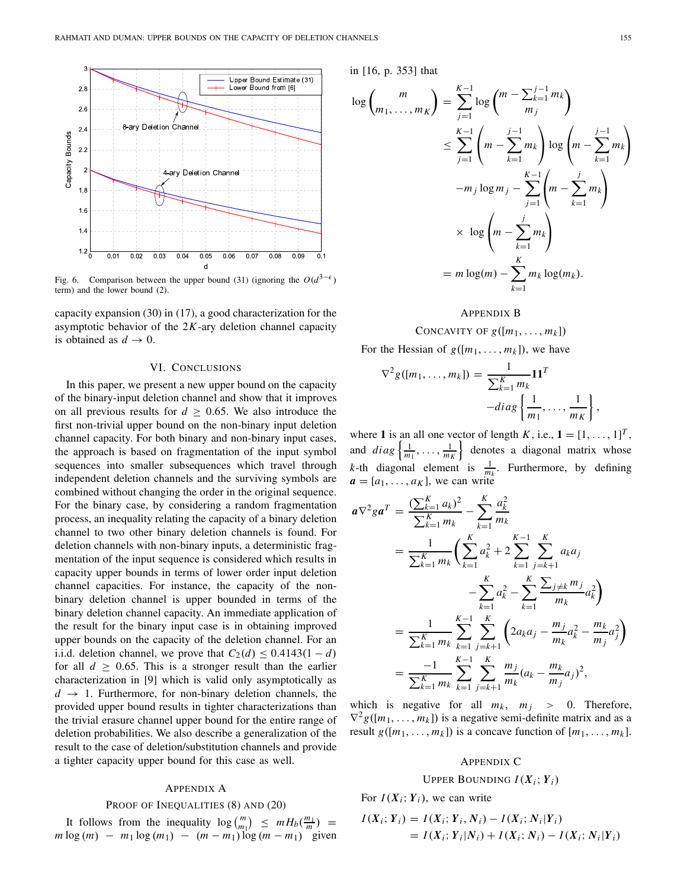Fig. 6. Comparison between the upper bound (31) (ignoring the $O(d^{3-\epsilon})$ term) and the lower bound (2).

capacity expansion (30) in (17), a good characterization for the asymptotic behavior of the $2K$-ary deletion channel capacity is obtained as $d \to 0$.

## VI. Conclusions

In this paper, we present a new upper bound on the capacity of the binary-input deletion channel and show that it improves on all previous results for $d \geq 0.65$. We also introduce the first non-trivial upper bound on the non-binary input deletion channel capacity. For both binary and non-binary input cases, the approach is based on fragmentation of the input symbol sequences into smaller subsequences which travel through independent deletion channels and the surviving symbols are combined without changing the order in the original sequence. For the binary case, by considering a random fragmentation process, an inequality relating the capacity of a binary deletion channel to two other binary deletion channels is found. For deletion channels with non-binary inputs, a deterministic fragmentation of the input sequence is considered which results in capacity upper bounds in terms of lower order input deletion channel capacities. For instance, the capacity of the non-binary deletion channel is upper bounded in terms of the binary deletion channel capacity. An immediate application of the result for the binary input case is in obtaining improved upper bounds on the capacity of the deletion channel. For an i.i.d. deletion channel, we prove that $C_2(d) \leq 0.4143(1-d)$ for all $d \geq 0.65$. This is a stronger result than the earlier characterization in [9] which is valid only asymptotically as $d \to 1$. Furthermore, for non-binary deletion channels, the provided upper bound results in tighter characterizations than the trivial erasure channel upper bound for the entire range of deletion probabilities. We also describe a generalization of the result to the case of deletion/substitution channels and provide a tighter capacity upper bound for this case as well.

## Appendix A

### Proof of Inequalities (8) and (20)

It follows from the inequality $\log\binom{m}{m_1} \leq mH_b(\frac{m_1}{m}) = m\log(m) - m_1\log(m_1) - (m-m_1)\log(m-m_1)$ given in [16, p. 353] that

$$
\begin{aligned}
\log\binom{m}{m_1,\ldots,m_K} &= \sum_{j=1}^{K-1}\log\binom{m-\sum_{k=1}^{j-1}m_k}{m_j} \\
&\leq \sum_{j=1}^{K-1}\left(m-\sum_{k=1}^{j-1}m_k\right)\log\left(m-\sum_{k=1}^{j-1}m_k\right) \\
&\quad - m_j\log m_j - \sum_{j=1}^{K-1}\left(m-\sum_{k=1}^{j}m_k\right) \\
&\quad \times \log\left(m-\sum_{k=1}^{j}m_k\right) \\
&= m\log(m) - \sum_{k=1}^{K}m_k\log(m_k).
\end{aligned}
$$

## Appendix B

### Concavity of $g([m_1,\ldots,m_k])$

For the Hessian of $g([m_1,\ldots,m_k])$, we have

$$
\nabla^2 g([m_1,\ldots,m_k]) = \frac{1}{\sum_{k=1}^K m_k}\mathbf{1}\mathbf{1}^T - diag\left\{\frac{1}{m_1},\ldots,\frac{1}{m_K}\right\},
$$

where $\mathbf{1}$ is an all one vector of length $K$, i.e., $\mathbf{1}=[1,\ldots,1]^T$, and $diag\left\{\frac{1}{m_1},\ldots,\frac{1}{m_K}\right\}$ denotes a diagonal matrix whose $k$-th diagonal element is $\frac{1}{m_k}$. Furthermore, by defining $\boldsymbol{a}=[a_1,\ldots,a_K]$, we can write

$$
\begin{aligned}
\boldsymbol{a}\nabla^2 g\boldsymbol{a}^T &= \frac{(\sum_{k=1}^K a_k)^2}{\sum_{k=1}^K m_k} - \sum_{k=1}^K\frac{a_k^2}{m_k} \\
&= \frac{1}{\sum_{k=1}^K m_k}\Bigg(\sum_{k=1}^K a_k^2 + 2\sum_{k=1}^{K-1}\sum_{j=k+1}^K a_k a_j \\
&\qquad - \sum_{k=1}^K a_k^2 - \sum_{k=1}^K\frac{\sum_{j\neq k}m_j}{m_k}a_k^2\Bigg) \\
&= \frac{1}{\sum_{k=1}^K m_k}\sum_{k=1}^{K-1}\sum_{j=k+1}^K\left(2a_k a_j - \frac{m_j}{m_k}a_k^2 - \frac{m_k}{m_j}a_j^2\right) \\
&= \frac{-1}{\sum_{k=1}^K m_k}\sum_{k=1}^{K-1}\sum_{j=k+1}^K\frac{m_j}{m_k}\left(a_k - \frac{m_k}{m_j}a_j\right)^2,
\end{aligned}
$$

which is negative for all $m_k,\ m_j > 0$. Therefore, $\nabla^2 g([m_1,\ldots,m_k])$ is a negative semi-definite matrix and as a result $g([m_1,\ldots,m_k])$ is a concave function of $[m_1,\ldots,m_k]$.

## Appendix C

### Upper Bounding $I(\boldsymbol{X}_i;\boldsymbol{Y}_i)$

For $I(\boldsymbol{X}_i;\boldsymbol{Y}_i)$, we can write

$$
\begin{aligned}
I(\boldsymbol{X}_i;\boldsymbol{Y}_i) &= I(\boldsymbol{X}_i;\boldsymbol{Y}_i,\boldsymbol{N}_i) - I(\boldsymbol{X}_i;\boldsymbol{N}_i|\boldsymbol{Y}_i) \\
&= I(\boldsymbol{X}_i;\boldsymbol{Y}_i|\boldsymbol{N}_i) + I(\boldsymbol{X}_i;\boldsymbol{N}_i) - I(\boldsymbol{X}_i;\boldsymbol{N}_i|\boldsymbol{Y}_i)
\end{aligned}
$$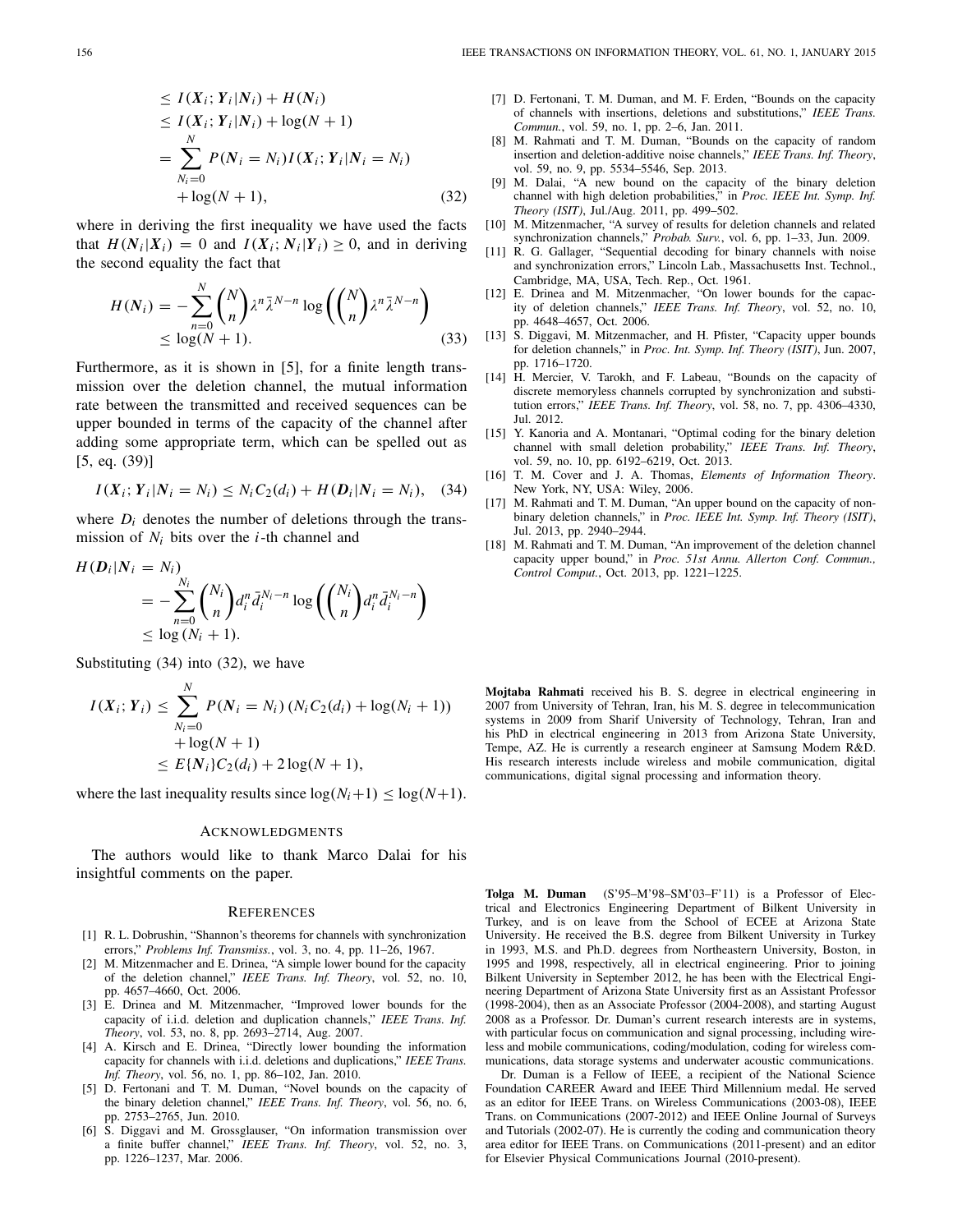$$
\begin{aligned}
&\leq I(\boldsymbol{X}_i;\boldsymbol{Y}_i|\boldsymbol{N}_i) + H(\boldsymbol{N}_i)\\
&\leq I(\boldsymbol{X}_i;\boldsymbol{Y}_i|\boldsymbol{N}_i) + \log(N+1)\\
&= \sum_{N_i=0}^{N} P(\boldsymbol{N}_i = N_i) I(\boldsymbol{X}_i;\boldsymbol{Y}_i|\boldsymbol{N}_i = N_i)\\
&\quad + \log(N+1), \qquad (32)
\end{aligned}
$$

where in deriving the first inequality we have used the facts that $H(\boldsymbol{N}_i|\boldsymbol{X}_i) = 0$ and $I(\boldsymbol{X}_i;\boldsymbol{N}_i|\boldsymbol{Y}_i) \geq 0$, and in deriving the second equality the fact that

$$
\begin{aligned}
H(\boldsymbol{N}_i) &= -\sum_{n=0}^{N} \binom{N}{n} \lambda^n \bar{\lambda}^{N-n} \log\left(\binom{N}{n}\lambda^n\bar{\lambda}^{N-n}\right)\\
&\leq \log(N+1). \qquad (33)
\end{aligned}
$$

Furthermore, as it is shown in [5], for a finite length transmission over the deletion channel, the mutual information rate between the transmitted and received sequences can be upper bounded in terms of the capacity of the channel after adding some appropriate term, which can be spelled out as [5, eq. (39)]

$$
I(\boldsymbol{X}_i;\boldsymbol{Y}_i|\boldsymbol{N}_i = N_i) \leq N_i C_2(d_i) + H(\boldsymbol{D}_i|\boldsymbol{N}_i = N_i), \quad (34)
$$

where $D_i$ denotes the number of deletions through the transmission of $N_i$ bits over the $i$-th channel and

$$
\begin{aligned}
&H(\boldsymbol{D}_i|\boldsymbol{N}_i = N_i)\\
&\quad = -\sum_{n=0}^{N_i}\binom{N_i}{n} d_i^n \bar{d}_i^{N_i-n}\log\left(\binom{N_i}{n}d_i^n\bar{d}_i^{N_i-n}\right)\\
&\quad \leq \log(N_i+1).
\end{aligned}
$$

Substituting (34) into (32), we have

$$
\begin{aligned}
I(\boldsymbol{X}_i;\boldsymbol{Y}_i) \leq &\sum_{N_i=0}^{N} P(\boldsymbol{N}_i = N_i)\left(N_i C_2(d_i) + \log(N_i+1)\right)\\
&+\log(N+1)\\
\leq\ & E\{\boldsymbol{N}_i\}C_2(d_i) + 2\log(N+1),
\end{aligned}
$$

where the last inequality results since $\log(N_i+1) \leq \log(N+1)$.

## Acknowledgments

The authors would like to thank Marco Dalai for his insightful comments on the paper.

## References

[1] R. L. Dobrushin, "Shannon's theorems for channels with synchronization errors," *Problems Inf. Transmiss.*, vol. 3, no. 4, pp. 11–26, 1967.

[2] M. Mitzenmacher and E. Drinea, "A simple lower bound for the capacity of the deletion channel," *IEEE Trans. Inf. Theory*, vol. 52, no. 10, pp. 4657–4660, Oct. 2006.

[3] E. Drinea and M. Mitzenmacher, "Improved lower bounds for the capacity of i.i.d. deletion and duplication channels," *IEEE Trans. Inf. Theory*, vol. 53, no. 8, pp. 2693–2714, Aug. 2007.

[4] A. Kirsch and E. Drinea, "Directly lower bounding the information capacity for channels with i.i.d. deletions and duplications," *IEEE Trans. Inf. Theory*, vol. 56, no. 1, pp. 86–102, Jan. 2010.

[5] D. Fertonani and T. M. Duman, "Novel bounds on the capacity of the binary deletion channel," *IEEE Trans. Inf. Theory*, vol. 56, no. 6, pp. 2753–2765, Jun. 2010.

[6] S. Diggavi and M. Grossglauser, "On information transmission over a finite buffer channel," *IEEE Trans. Inf. Theory*, vol. 52, no. 3, pp. 1226–1237, Mar. 2006.

[7] D. Fertonani, T. M. Duman, and M. F. Erden, "Bounds on the capacity of channels with insertions, deletions and substitutions," *IEEE Trans. Commun.*, vol. 59, no. 1, pp. 2–6, Jan. 2011.

[8] M. Rahmati and T. M. Duman, "Bounds on the capacity of random insertion and deletion-additive noise channels," *IEEE Trans. Inf. Theory*, vol. 59, no. 9, pp. 5534–5546, Sep. 2013.

[9] M. Dalai, "A new bound on the capacity of the binary deletion channel with high deletion probabilities," in *Proc. IEEE Int. Symp. Inf. Theory (ISIT)*, Jul./Aug. 2011, pp. 499–502.

[10] M. Mitzenmacher, "A survey of results for deletion channels and related synchronization channels," *Probab. Surv.*, vol. 6, pp. 1–33, Jun. 2009.

[11] R. G. Gallager, "Sequential decoding for binary channels with noise and synchronization errors," Lincoln Lab., Massachusetts Inst. Technol., Cambridge, MA, USA, Tech. Rep., Oct. 1961.

[12] E. Drinea and M. Mitzenmacher, "On lower bounds for the capacity of deletion channels," *IEEE Trans. Inf. Theory*, vol. 52, no. 10, pp. 4648–4657, Oct. 2006.

[13] S. Diggavi, M. Mitzenmacher, and H. Pfister, "Capacity upper bounds for deletion channels," in *Proc. Int. Symp. Inf. Theory (ISIT)*, Jun. 2007, pp. 1716–1720.

[14] H. Mercier, V. Tarokh, and F. Labeau, "Bounds on the capacity of discrete memoryless channels corrupted by synchronization and substitution errors," *IEEE Trans. Inf. Theory*, vol. 58, no. 7, pp. 4306–4330, Jul. 2012.

[15] Y. Kanoria and A. Montanari, "Optimal coding for the binary deletion channel with small deletion probability," *IEEE Trans. Inf. Theory*, vol. 59, no. 10, pp. 6192–6219, Oct. 2013.

[16] T. M. Cover and J. A. Thomas, *Elements of Information Theory*. New York, NY, USA: Wiley, 2006.

[17] M. Rahmati and T. M. Duman, "An upper bound on the capacity of non-binary deletion channels," in *Proc. IEEE Int. Symp. Inf. Theory (ISIT)*, Jul. 2013, pp. 2940–2944.

[18] M. Rahmati and T. M. Duman, "An improvement of the deletion channel capacity upper bound," in *Proc. 51st Annu. Allerton Conf. Commun., Control Comput.*, Oct. 2013, pp. 1221–1225.

**Mojtaba Rahmati** received his B. S. degree in electrical engineering in 2007 from University of Tehran, Iran, his M. S. degree in telecommunication systems in 2009 from Sharif University of Technology, Tehran, Iran and his PhD in electrical engineering in 2013 from Arizona State University, Tempe, AZ. He is currently a research engineer at Samsung Modem R&D. His research interests include wireless and mobile communication, digital communications, digital signal processing and information theory.

**Tolga M. Duman** (S'95–M'98–SM'03–F'11) is a Professor of Electrical and Electronics Engineering Department of Bilkent University in Turkey, and is on leave from the School of ECEE at Arizona State University. He received the B.S. degree from Bilkent University in Turkey in 1993, M.S. and Ph.D. degrees from Northeastern University, Boston, in 1995 and 1998, respectively, all in electrical engineering. Prior to joining Bilkent University in September 2012, he has been with the Electrical Engineering Department of Arizona State University first as an Assistant Professor (1998-2004), then as an Associate Professor (2004-2008), and starting August 2008 as a Professor. Dr. Duman's current research interests are in systems, with particular focus on communication and signal processing, including wireless and mobile communications, coding/modulation, coding for wireless communications, data storage systems and underwater acoustic communications.

Dr. Duman is a Fellow of IEEE, a recipient of the National Science Foundation CAREER Award and IEEE Third Millennium medal. He served as an editor for IEEE Trans. on Wireless Communications (2003-08), IEEE Trans. on Communications (2007-2012) and IEEE Online Journal of Surveys and Tutorials (2002-07). He is currently the coding and communication theory area editor for IEEE Trans. on Communications (2011-present) and an editor for Elsevier Physical Communications Journal (2010-present).